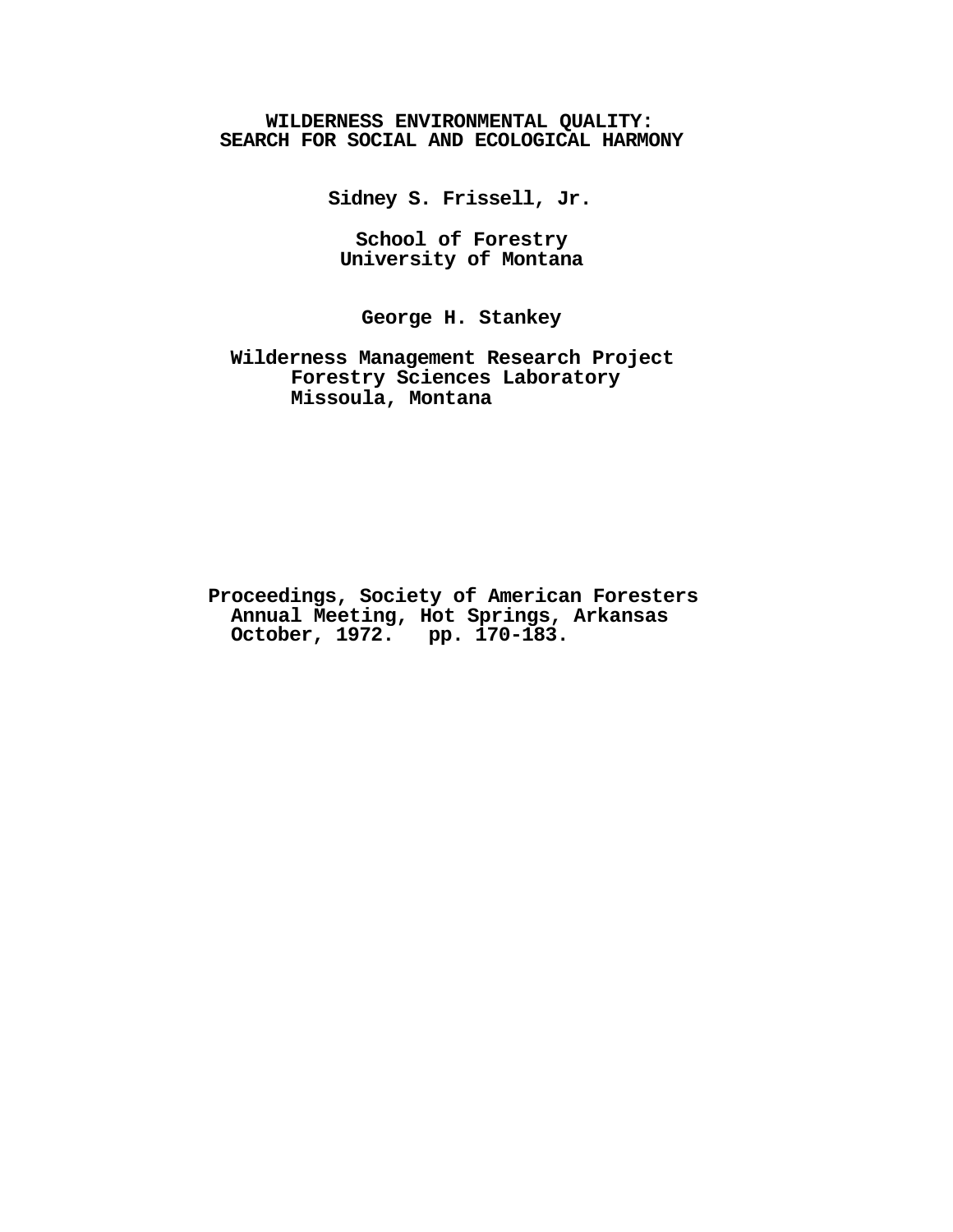# WILDERNESS ENVIRONMENTAL QUALITY: SEARCH FOR SOCIAL AND ECOLOGICAL HARMONY

**Sidney S. Frissell, Jr.**

**School of Forestry**
**University of Montana**

**George H. Stankey**

**Wilderness Management Research Project**
**Forestry Sciences Laboratory**
**Missoula, Montana**

**Proceedings, Society of American Foresters Annual Meeting, Hot Springs, Arkansas October, 1972. pp. 170-183.**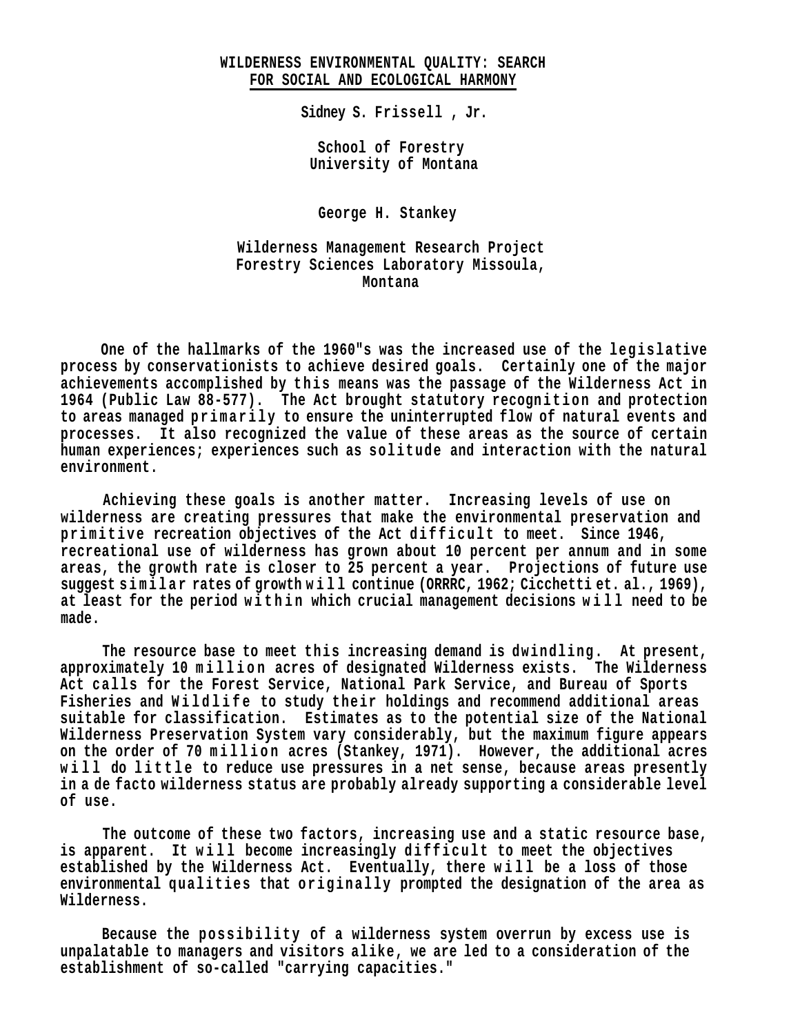# WILDERNESS ENVIRONMENTAL QUALITY: SEARCH FOR SOCIAL AND ECOLOGICAL HARMONY

**Sidney S. Frissell , Jr.**

**School of Forestry**
**University of Montana**

**George H. Stankey**

**Wilderness Management Research Project**
**Forestry Sciences Laboratory Missoula, Montana**

One of the hallmarks of the 1960"s was the increased use of the legislative process by conservationists to achieve desired goals. Certainly one of the major achievements accomplished by this means was the passage of the Wilderness Act in 1964 (Public Law 88-577). The Act brought statutory recognition and protection to areas managed primarily to ensure the uninterrupted flow of natural events and processes. It also recognized the value of these areas as the source of certain human experiences; experiences such as solitude and interaction with the natural environment.

Achieving these goals is another matter. Increasing levels of use on wilderness are creating pressures that make the environmental preservation and primitive recreation objectives of the Act difficult to meet. Since 1946, recreational use of wilderness has grown about 10 percent per annum and in some areas, the growth rate is closer to 25 percent a year. Projections of future use suggest similar rates of growth will continue (ORRRC, 1962; Cicchetti et. al., 1969), at least for the period within which crucial management decisions will need to be made.

The resource base to meet this increasing demand is dwindling. At present, approximately 10 million acres of designated Wilderness exists. The Wilderness Act calls for the Forest Service, National Park Service, and Bureau of Sports Fisheries and Wildlife to study their holdings and recommend additional areas suitable for classification. Estimates as to the potential size of the National Wilderness Preservation System vary considerably, but the maximum figure appears on the order of 70 million acres (Stankey, 1971). However, the additional acres will do little to reduce use pressures in a net sense, because areas presently in a de facto wilderness status are probably already supporting a considerable level of use.

The outcome of these two factors, increasing use and a static resource base, is apparent. It will become increasingly difficult to meet the objectives established by the Wilderness Act. Eventually, there will be a loss of those environmental qualities that originally prompted the designation of the area as Wilderness.

Because the possibility of a wilderness system overrun by excess use is unpalatable to managers and visitors alike, we are led to a consideration of the establishment of so-called "carrying capacities."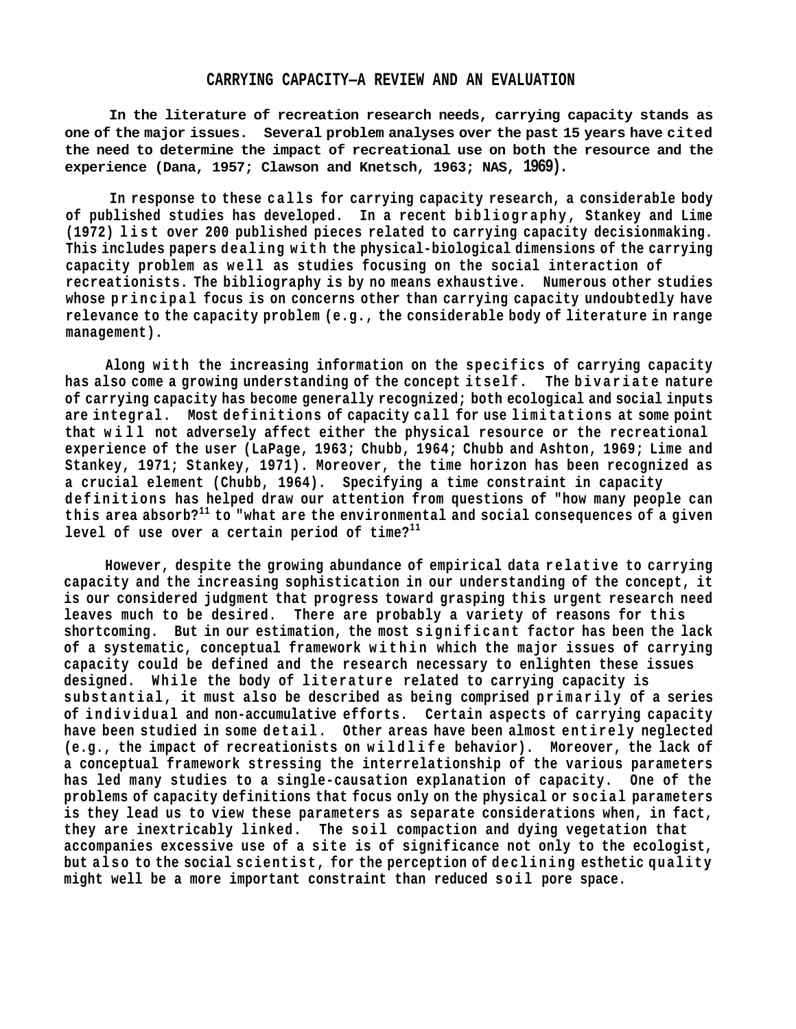# CARRYING CAPACITY—A REVIEW AND AN EVALUATION

In the literature of recreation research needs, carrying capacity stands as one of the major issues. Several problem analyses over the past 15 years have cited the need to determine the impact of recreational use on both the resource and the experience (Dana, 1957; Clawson and Knetsch, 1963; NAS, 1969).

In response to these calls for carrying capacity research, a considerable body of published studies has developed. In a recent bibliography, Stankey and Lime (1972) list over 200 published pieces related to carrying capacity decisionmaking. This includes papers dealing with the physical-biological dimensions of the carrying capacity problem as well as studies focusing on the social interaction of recreationists. The bibliography is by no means exhaustive. Numerous other studies whose principal focus is on concerns other than carrying capacity undoubtedly have relevance to the capacity problem (e.g., the considerable body of literature in range management).

Along with the increasing information on the specifics of carrying capacity has also come a growing understanding of the concept itself. The bivariate nature of carrying capacity has become generally recognized; both ecological and social inputs are integral. Most definitions of capacity call for use limitations at some point that will not adversely affect either the physical resource or the recreational experience of the user (LaPage, 1963; Chubb, 1964; Chubb and Ashton, 1969; Lime and Stankey, 1971; Stankey, 1971). Moreover, the time horizon has been recognized as a crucial element (Chubb, 1964). Specifying a time constraint in capacity definitions has helped draw our attention from questions of "how many people can this area absorb?" to "what are the environmental and social consequences of a given level of use over a certain period of time?"

However, despite the growing abundance of empirical data relative to carrying capacity and the increasing sophistication in our understanding of the concept, it is our considered judgment that progress toward grasping this urgent research need leaves much to be desired. There are probably a variety of reasons for this shortcoming. But in our estimation, the most significant factor has been the lack of a systematic, conceptual framework within which the major issues of carrying capacity could be defined and the research necessary to enlighten these issues designed. While the body of literature related to carrying capacity is substantial, it must also be described as being comprised primarily of a series of individual and non-accumulative efforts. Certain aspects of carrying capacity have been studied in some detail. Other areas have been almost entirely neglected (e.g., the impact of recreationists on wildlife behavior). Moreover, the lack of a conceptual framework stressing the interrelationship of the various parameters has led many studies to a single-causation explanation of capacity. One of the problems of capacity definitions that focus only on the physical or social parameters is they lead us to view these parameters as separate considerations when, in fact, they are inextricably linked. The soil compaction and dying vegetation that accompanies excessive use of a site is of significance not only to the ecologist, but also to the social scientist, for the perception of declining esthetic quality might well be a more important constraint than reduced soil pore space.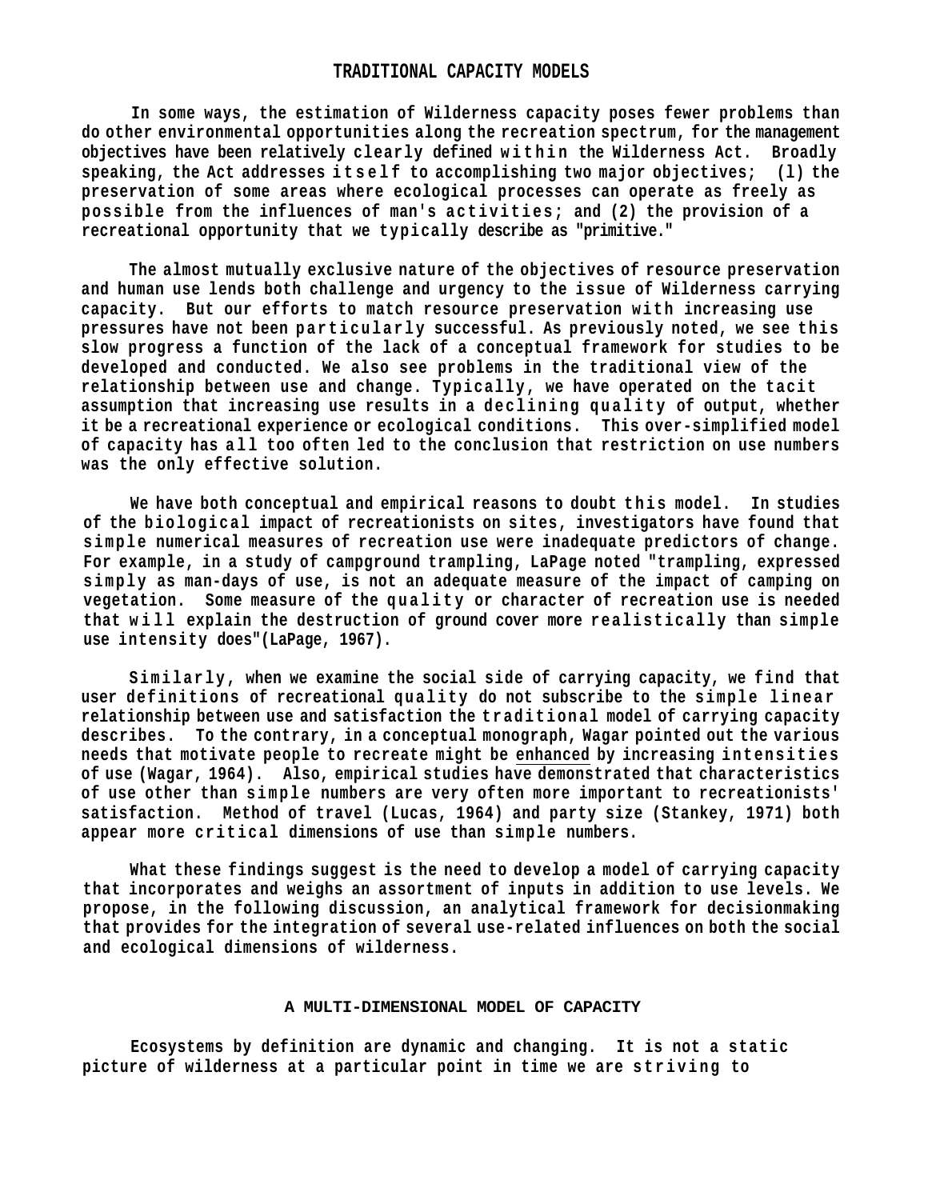## TRADITIONAL CAPACITY MODELS

In some ways, the estimation of Wilderness capacity poses fewer problems than do other environmental opportunities along the recreation spectrum, for the management objectives have been relatively clearly defined within the Wilderness Act. Broadly speaking, the Act addresses itself to accomplishing two major objectives; (1) the preservation of some areas where ecological processes can operate as freely as possible from the influences of man's activities; and (2) the provision of a recreational opportunity that we typically describe as "primitive."

The almost mutually exclusive nature of the objectives of resource preservation and human use lends both challenge and urgency to the issue of Wilderness carrying capacity. But our efforts to match resource preservation with increasing use pressures have not been particularly successful. As previously noted, we see this slow progress a function of the lack of a conceptual framework for studies to be developed and conducted. We also see problems in the traditional view of the relationship between use and change. Typically, we have operated on the tacit assumption that increasing use results in a declining quality of output, whether it be a recreational experience or ecological conditions. This over-simplified model of capacity has all too often led to the conclusion that restriction on use numbers was the only effective solution.

We have both conceptual and empirical reasons to doubt this model. In studies of the biological impact of recreationists on sites, investigators have found that simple numerical measures of recreation use were inadequate predictors of change. For example, in a study of campground trampling, LaPage noted "trampling, expressed simply as man-days of use, is not an adequate measure of the impact of camping on vegetation. Some measure of the quality or character of recreation use is needed that will explain the destruction of ground cover more realistically than simple use intensity does"(LaPage, 1967).

Similarly, when we examine the social side of carrying capacity, we find that user definitions of recreational quality do not subscribe to the simple linear relationship between use and satisfaction the traditional model of carrying capacity describes. To the contrary, in a conceptual monograph, Wagar pointed out the various needs that motivate people to recreate might be <u>enhanced</u> by increasing intensities of use (Wagar, 1964). Also, empirical studies have demonstrated that characteristics of use other than simple numbers are very often more important to recreationists' satisfaction. Method of travel (Lucas, 1964) and party size (Stankey, 1971) both appear more critical dimensions of use than simple numbers.

What these findings suggest is the need to develop a model of carrying capacity that incorporates and weighs an assortment of inputs in addition to use levels. We propose, in the following discussion, an analytical framework for decisionmaking that provides for the integration of several use-related influences on both the social and ecological dimensions of wilderness.

## A MULTI-DIMENSIONAL MODEL OF CAPACITY

Ecosystems by definition are dynamic and changing. It is not a static picture of wilderness at a particular point in time we are striving to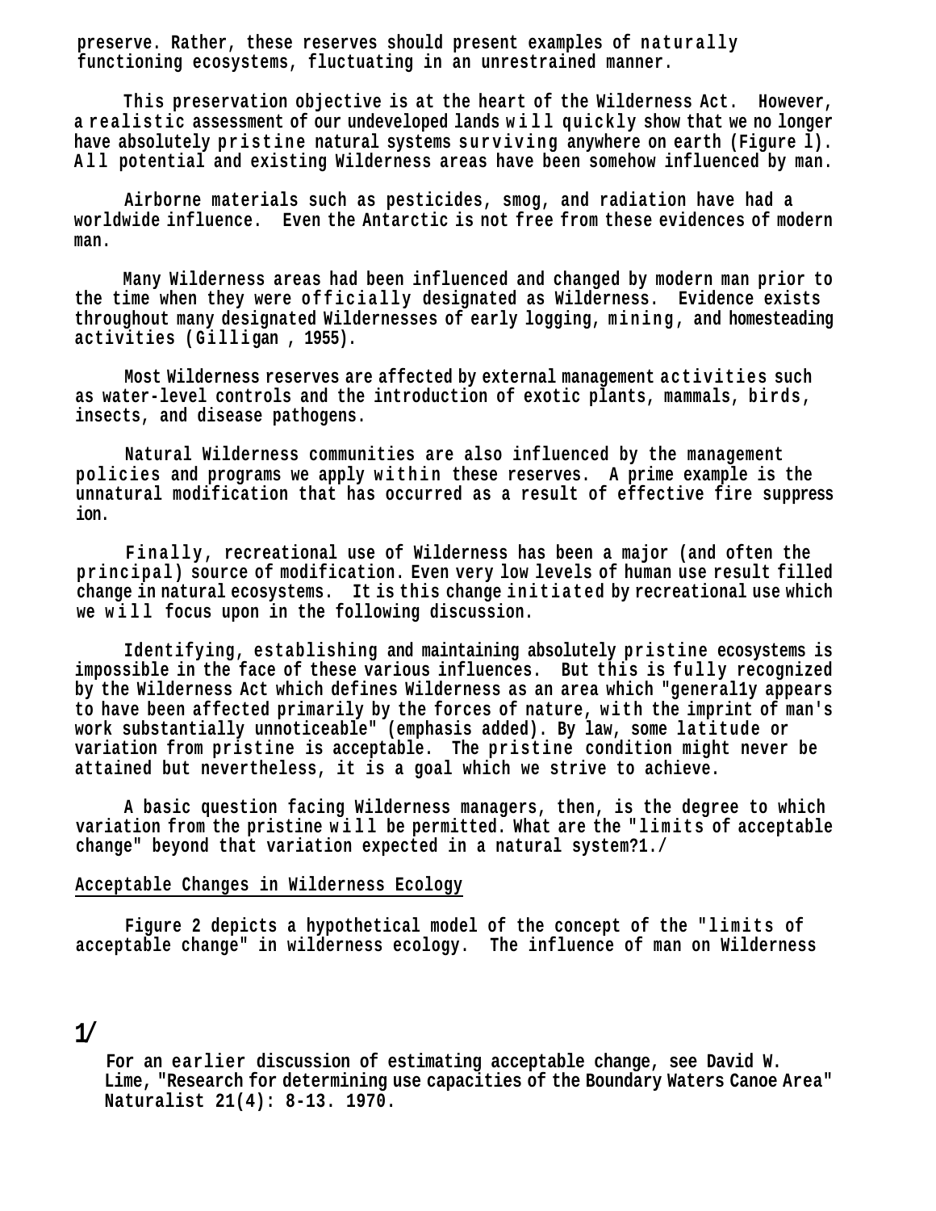preserve. Rather, these reserves should present examples of naturally functioning ecosystems, fluctuating in an unrestrained manner.

This preservation objective is at the heart of the Wilderness Act. However, a realistic assessment of our undeveloped lands will quickly show that we no longer have absolutely pristine natural systems surviving anywhere on earth (Figure 1). All potential and existing Wilderness areas have been somehow influenced by man.

Airborne materials such as pesticides, smog, and radiation have had a worldwide influence. Even the Antarctic is not free from these evidences of modern man.

Many Wilderness areas had been influenced and changed by modern man prior to the time when they were officially designated as Wilderness. Evidence exists throughout many designated Wildernesses of early logging, mining, and homesteading activities (Gilligan , 1955).

Most Wilderness reserves are affected by external management activities such as water-level controls and the introduction of exotic plants, mammals, birds, insects, and disease pathogens.

Natural Wilderness communities are also influenced by the management policies and programs we apply within these reserves. A prime example is the unnatural modification that has occurred as a result of effective fire suppress ion.

Finally, recreational use of Wilderness has been a major (and often the principal) source of modification. Even very low levels of human use result filled change in natural ecosystems. It is this change initiated by recreational use which we will focus upon in the following discussion.

Identifying, establishing and maintaining absolutely pristine ecosystems is impossible in the face of these various influences. But this is fully recognized by the Wilderness Act which defines Wilderness as an area which "general1y appears to have been affected primarily by the forces of nature, with the imprint of man's work substantially unnoticeable" (emphasis added). By law, some latitude or variation from pristine is acceptable. The pristine condition might never be attained but nevertheless, it is a goal which we strive to achieve.

A basic question facing Wilderness managers, then, is the degree to which variation from the pristine will be permitted. What are the "limits of acceptable change" beyond that variation expected in a natural system?1./

## Acceptable Changes in Wilderness Ecology

Figure 2 depicts a hypothetical model of the concept of the "limits of acceptable change" in wilderness ecology. The influence of man on Wilderness

1/ For an earlier discussion of estimating acceptable change, see David W. Lime, "Research for determining use capacities of the Boundary Waters Canoe Area" Naturalist 21(4): 8-13. 1970.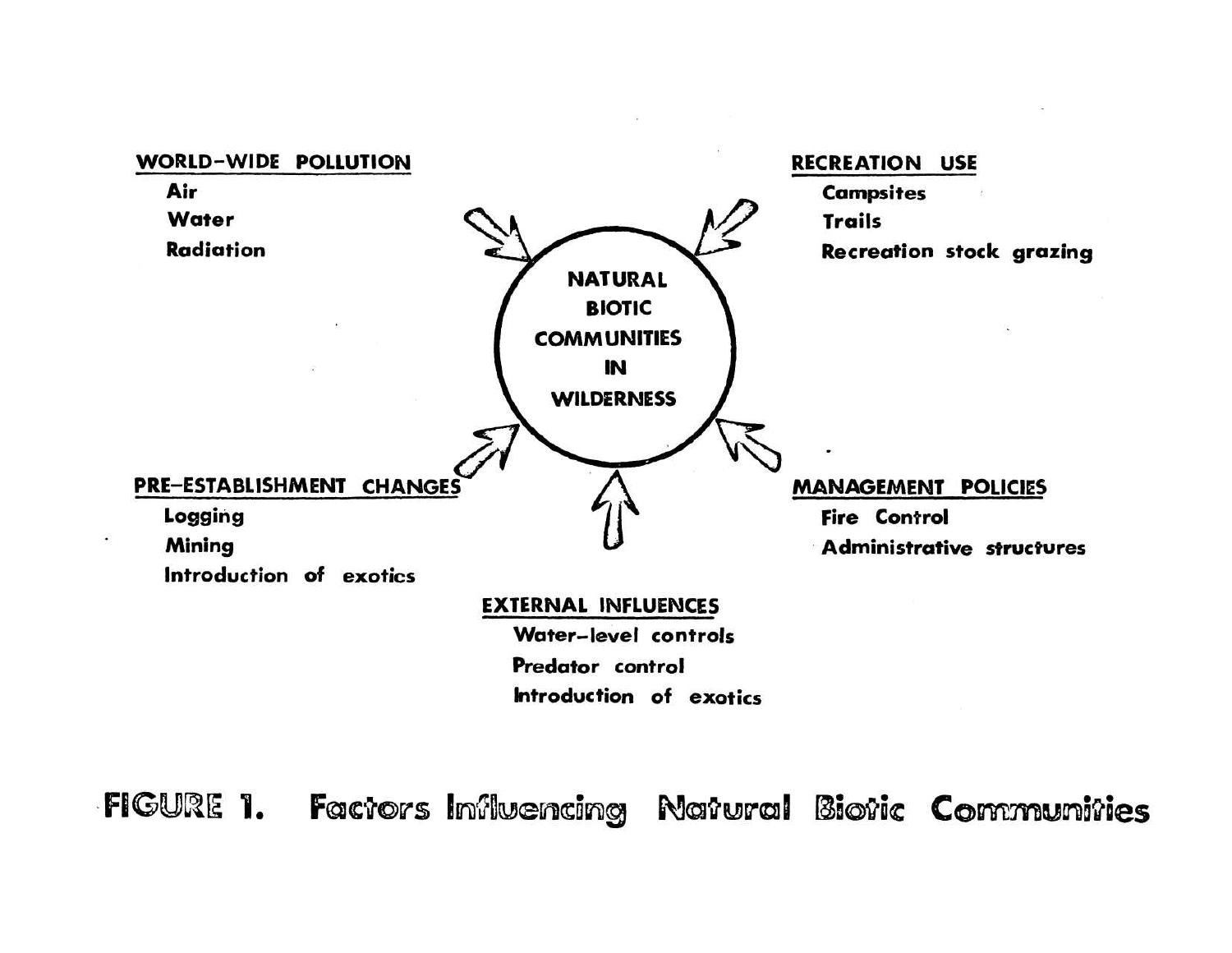**WORLD-WIDE POLLUTION**

- Air
- Water
- Radiation

**RECREATION USE**

- Campsites
- Trails
- Recreation stock grazing

**NATURAL BIOTIC COMMUNITIES IN WILDERNESS**

**PRE-ESTABLISHMENT CHANGES**

- Logging
- Mining
- Introduction of exotics

**MANAGEMENT POLICIES**

- Fire Control
- Administrative structures

**EXTERNAL INFLUENCES**

- Water-level controls
- Predator control
- Introduction of exotics

FIGURE 1. Factors Influencing Natural Biotic Communities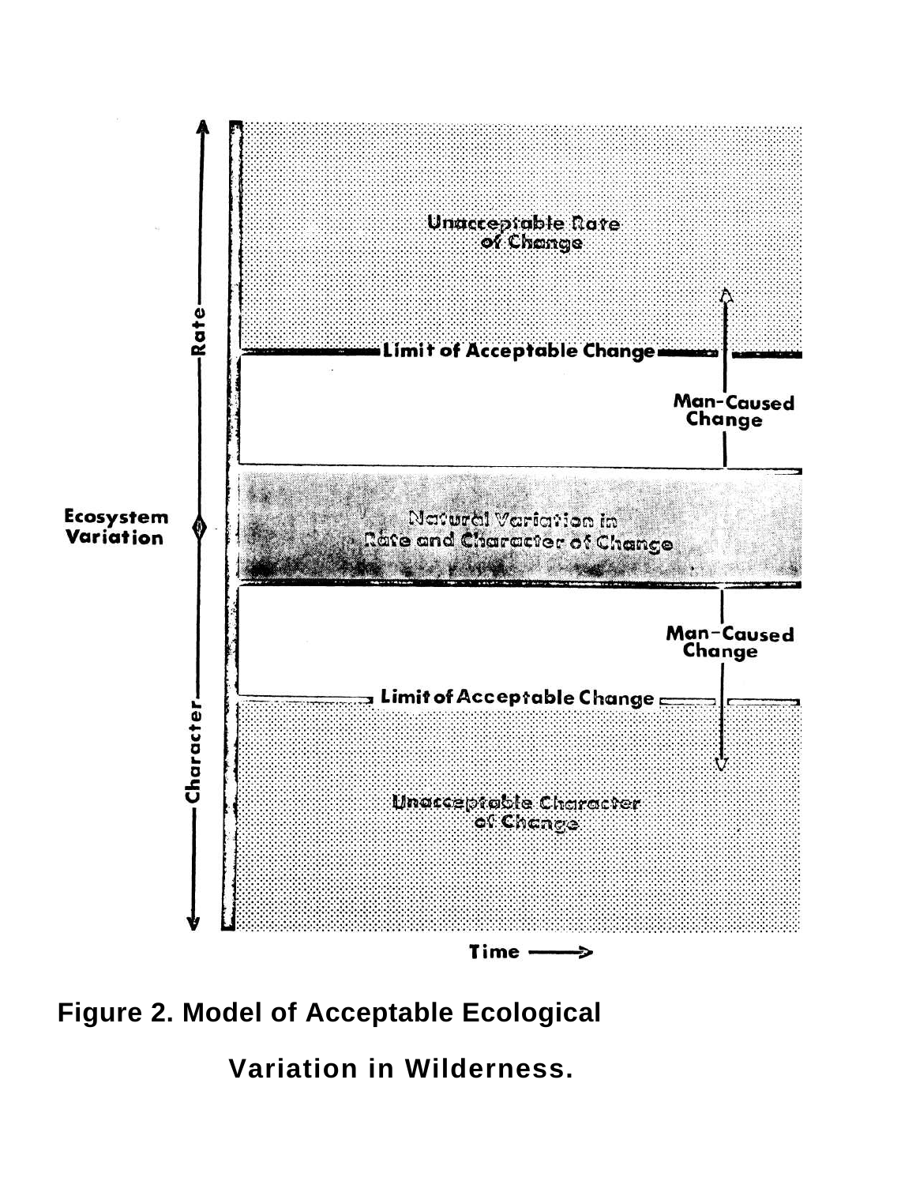Unacceptable Rate of Change

Rate

Limit of Acceptable Change

Man-Caused Change

Ecosystem Variation

Natural Variation in Rate and Character of Change

Man-Caused Change

Limit of Acceptable Change

Character

Unacceptable Character of Change

Time ⟶

**Figure 2. Model of Acceptable Ecological Variation in Wilderness.**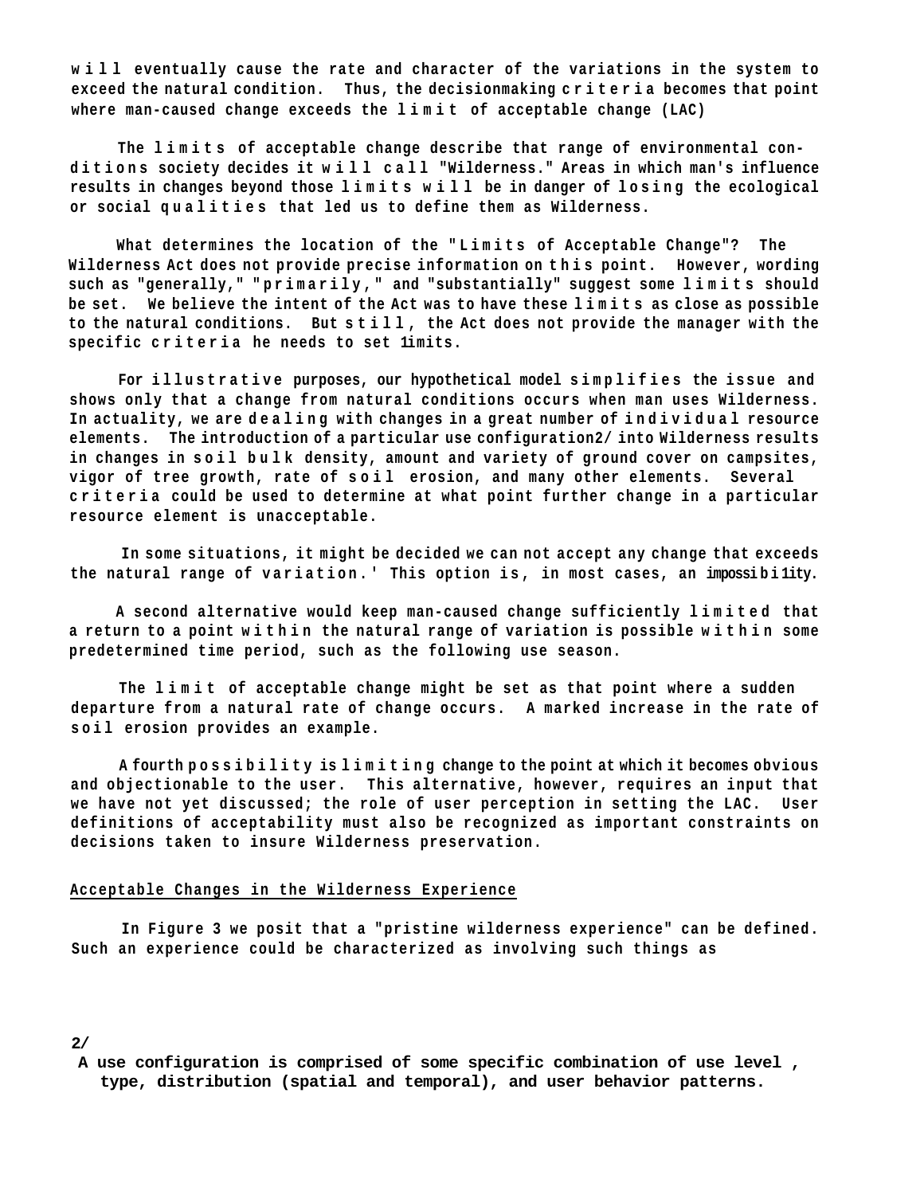will eventually cause the rate and character of the variations in the system to exceed the natural condition. Thus, the decisionmaking criteria becomes that point where man-caused change exceeds the limit of acceptable change (LAC)

The limits of acceptable change describe that range of environmental conditions society decides it will call "Wilderness." Areas in which man's influence results in changes beyond those limits will be in danger of losing the ecological or social qualities that led us to define them as Wilderness.

What determines the location of the "Limits of Acceptable Change"? The Wilderness Act does not provide precise information on this point. However, wording such as "generally," "primarily," and "substantially" suggest some limits should be set. We believe the intent of the Act was to have these limits as close as possible to the natural conditions. But still, the Act does not provide the manager with the specific criteria he needs to set limits.

For illustrative purposes, our hypothetical model simplifies the issue and shows only that a change from natural conditions occurs when man uses Wilderness. In actuality, we are dealing with changes in a great number of individual resource elements. The introduction of a particular use configuration2/ into Wilderness results in changes in soil bulk density, amount and variety of ground cover on campsites, vigor of tree growth, rate of soil erosion, and many other elements. Several criteria could be used to determine at what point further change in a particular resource element is unacceptable.

In some situations, it might be decided we can not accept any change that exceeds the natural range of variation.' This option is, in most cases, an impossibility.

A second alternative would keep man-caused change sufficiently limited that a return to a point within the natural range of variation is possible within some predetermined time period, such as the following use season.

The limit of acceptable change might be set as that point where a sudden departure from a natural rate of change occurs. A marked increase in the rate of soil erosion provides an example.

A fourth possibility is limiting change to the point at which it becomes obvious and objectionable to the user. This alternative, however, requires an input that we have not yet discussed; the role of user perception in setting the LAC. User definitions of acceptability must also be recognized as important constraints on decisions taken to insure Wilderness preservation.

## Acceptable Changes in the Wilderness Experience

In Figure 3 we posit that a "pristine wilderness experience" can be defined. Such an experience could be characterized as involving such things as

2/ A use configuration is comprised of some specific combination of use level, type, distribution (spatial and temporal), and user behavior patterns.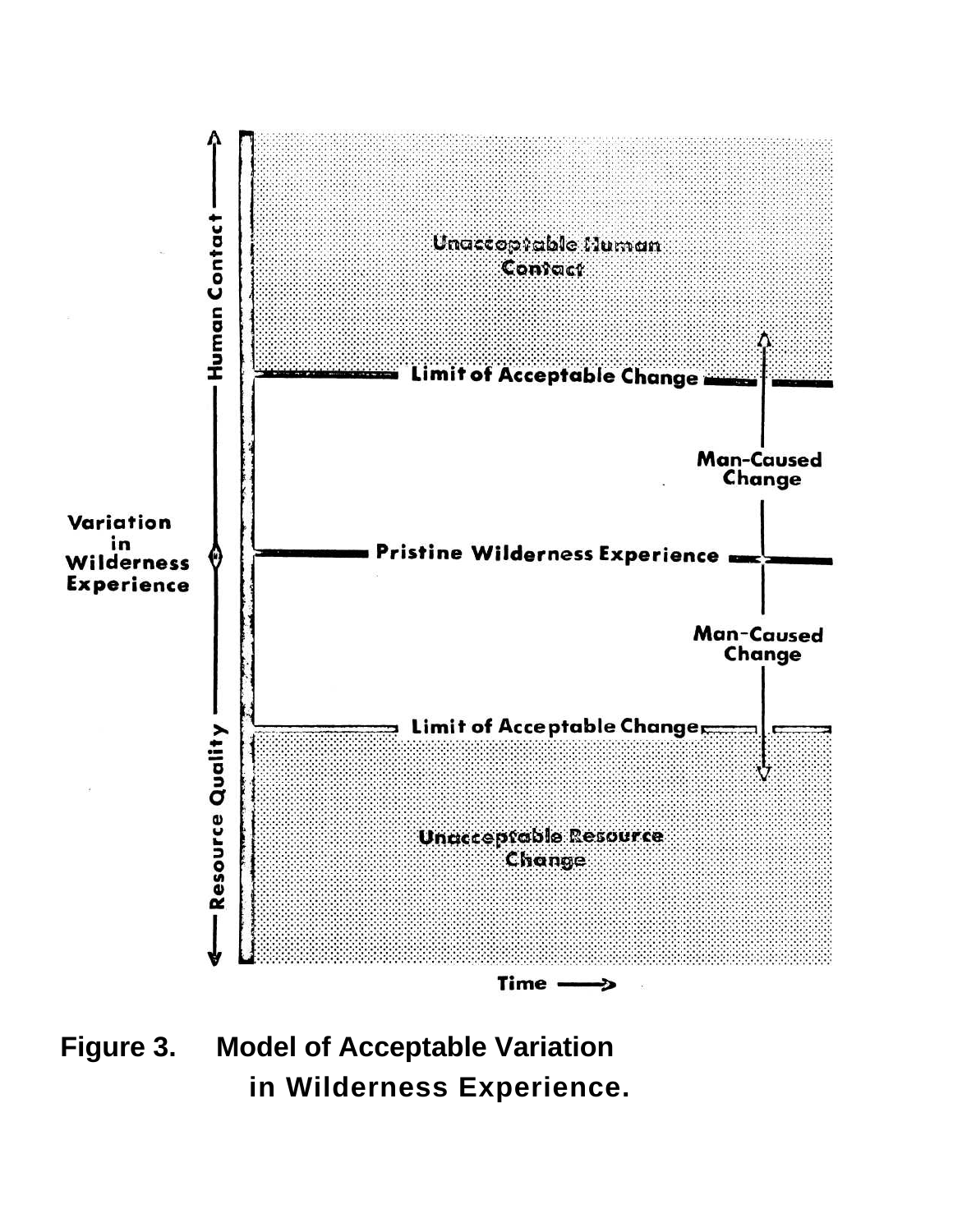**Figure 3. Model of Acceptable Variation in Wilderness Experience.**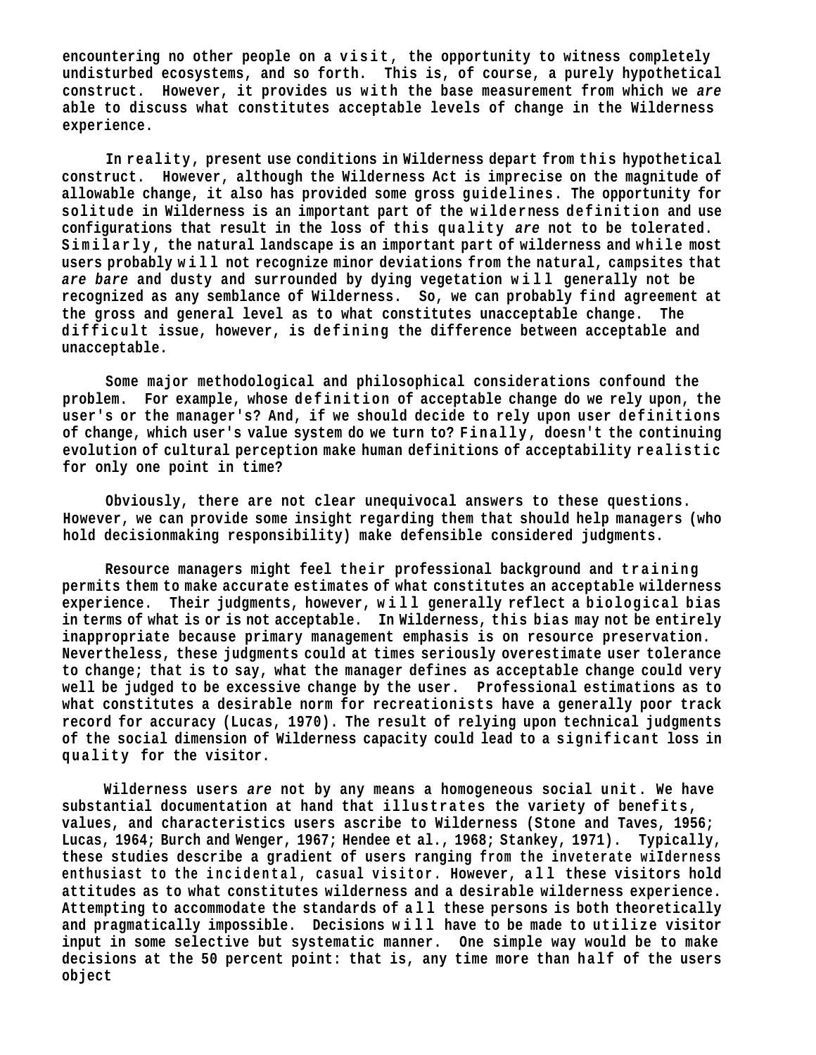encountering no other people on a visit, the opportunity to witness completely undisturbed ecosystems, and so forth. This is, of course, a purely hypothetical construct. However, it provides us with the base measurement from which we *are* able to discuss what constitutes acceptable levels of change in the Wilderness experience.

In reality, present use conditions in Wilderness depart from this hypothetical construct. However, although the Wilderness Act is imprecise on the magnitude of allowable change, it also has provided some gross guidelines. The opportunity for solitude in Wilderness is an important part of the wilderness definition and use configurations that result in the loss of this quality *are* not to be tolerated. Similarly, the natural landscape is an important part of wilderness and while most users probably will not recognize minor deviations from the natural, campsites that *are bare* and dusty and surrounded by dying vegetation will generally not be recognized as any semblance of Wilderness. So, we can probably find agreement at the gross and general level as to what constitutes unacceptable change. The difficult issue, however, is defining the difference between acceptable and unacceptable.

Some major methodological and philosophical considerations confound the problem. For example, whose definition of acceptable change do we rely upon, the user's or the manager's? And, if we should decide to rely upon user definitions of change, which user's value system do we turn to? Finally, doesn't the continuing evolution of cultural perception make human definitions of acceptability realistic for only one point in time?

Obviously, there are not clear unequivocal answers to these questions. However, we can provide some insight regarding them that should help managers (who hold decisionmaking responsibility) make defensible considered judgments.

Resource managers might feel their professional background and training permits them to make accurate estimates of what constitutes an acceptable wilderness experience. Their judgments, however, will generally reflect a biological bias in terms of what is or is not acceptable. In Wilderness, this bias may not be entirely inappropriate because primary management emphasis is on resource preservation. Nevertheless, these judgments could at times seriously overestimate user tolerance to change; that is to say, what the manager defines as acceptable change could very well be judged to be excessive change by the user. Professional estimations as to what constitutes a desirable norm for recreationists have a generally poor track record for accuracy (Lucas, 1970). The result of relying upon technical judgments of the social dimension of Wilderness capacity could lead to a significant loss in quality for the visitor.

Wilderness users *are* not by any means a homogeneous social unit. We have substantial documentation at hand that illustrates the variety of benefits, values, and characteristics users ascribe to Wilderness (Stone and Taves, 1956; Lucas, 1964; Burch and Wenger, 1967; Hendee et al., 1968; Stankey, 1971). Typically, these studies describe a gradient of users ranging from the inveterate wilderness enthusiast to the incidental, casual visitor. However, all these visitors hold attitudes as to what constitutes wilderness and a desirable wilderness experience. Attempting to accommodate the standards of all these persons is both theoretically and pragmatically impossible. Decisions will have to be made to utilize visitor input in some selective but systematic manner. One simple way would be to make decisions at the 50 percent point: that is, any time more than half of the users object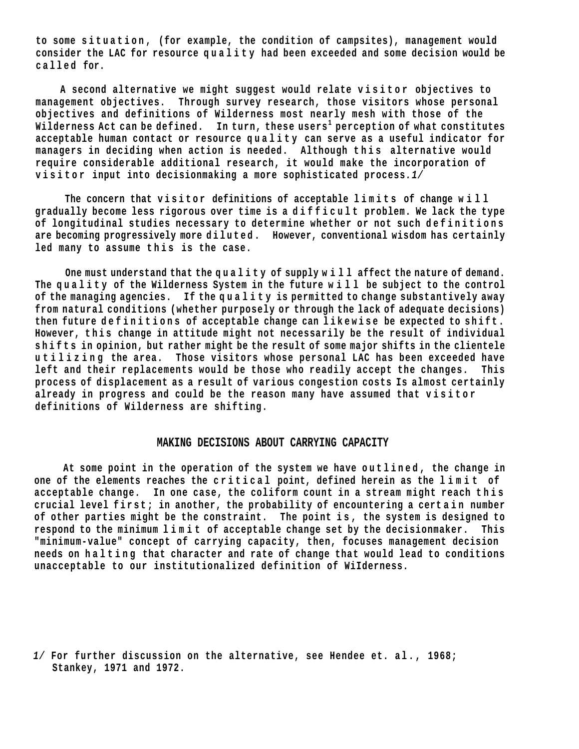to some situation, (for example, the condition of campsites), management would consider the LAC for resource quality had been exceeded and some decision would be called for.

A second alternative we might suggest would relate visitor objectives to management objectives. Through survey research, those visitors whose personal objectives and definitions of Wilderness most nearly mesh with those of the Wilderness Act can be defined. In turn, these users' perception of what constitutes acceptable human contact or resource quality can serve as a useful indicator for managers in deciding when action is needed. Although this alternative would require considerable additional research, it would make the incorporation of visitor input into decisionmaking a more sophisticated process. *1/*

The concern that visitor definitions of acceptable limits of change will gradually become less rigorous over time is a difficult problem. We lack the type of longitudinal studies necessary to determine whether or not such definitions are becoming progressively more diluted. However, conventional wisdom has certainly led many to assume this is the case.

One must understand that the quality of supply will affect the nature of demand. The quality of the Wilderness System in the future will be subject to the control of the managing agencies. If the quality is permitted to change substantively away from natural conditions (whether purposely or through the lack of adequate decisions) then future definitions of acceptable change can likewise be expected to shift. However, this change in attitude might not necessarily be the result of individual shifts in opinion, but rather might be the result of some major shifts in the clientele utilizing the area. Those visitors whose personal LAC has been exceeded have left and their replacements would be those who readily accept the changes. This process of displacement as a result of various congestion costs Is almost certainly already in progress and could be the reason many have assumed that visitor definitions of Wilderness are shifting.

## MAKING DECISIONS ABOUT CARRYING CAPACITY

At some point in the operation of the system we have outlined, the change in one of the elements reaches the critical point, defined herein as the limit of acceptable change. In one case, the coliform count in a stream might reach this crucial level first; in another, the probability of encountering a certain number of other parties might be the constraint. The point is, the system is designed to respond to the minimum limit of acceptable change set by the decisionmaker. This "minimum-value" concept of carrying capacity, then, focuses management decision needs on halting that character and rate of change that would lead to conditions unacceptable to our institutionalized definition of Wilderness.

*1/* For further discussion on the alternative, see Hendee et. al., 1968; Stankey, 1971 and 1972.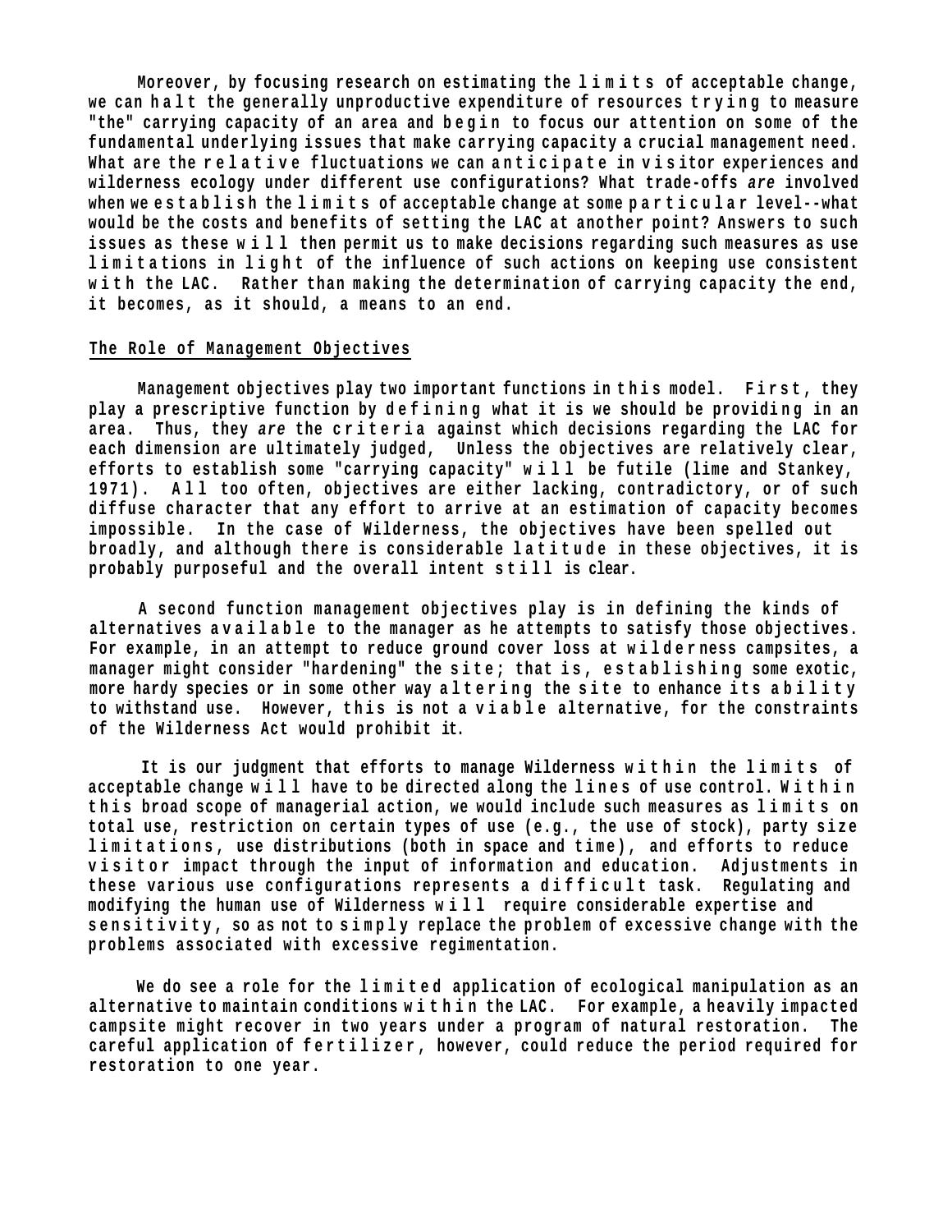Moreover, by focusing research on estimating the limits of acceptable change, we can halt the generally unproductive expenditure of resources trying to measure "the" carrying capacity of an area and begin to focus our attention on some of the fundamental underlying issues that make carrying capacity a crucial management need. What are the relative fluctuations we can anticipate in visitor experiences and wilderness ecology under different use configurations? What trade-offs *are* involved when we establish the limits of acceptable change at some particular level--what would be the costs and benefits of setting the LAC at another point? Answers to such issues as these will then permit us to make decisions regarding such measures as use limitations in light of the influence of such actions on keeping use consistent with the LAC. Rather than making the determination of carrying capacity the end, it becomes, as it should, a means to an end.

## The Role of Management Objectives

Management objectives play two important functions in this model. First, they play a prescriptive function by defining what it is we should be providing in an area. Thus, they *are* the criteria against which decisions regarding the LAC for each dimension are ultimately judged, Unless the objectives are relatively clear, efforts to establish some "carrying capacity" will be futile (lime and Stankey, 1971). All too often, objectives are either lacking, contradictory, or of such diffuse character that any effort to arrive at an estimation of capacity becomes impossible. In the case of Wilderness, the objectives have been spelled out broadly, and although there is considerable latitude in these objectives, it is probably purposeful and the overall intent still is clear.

A second function management objectives play is in defining the kinds of alternatives available to the manager as he attempts to satisfy those objectives. For example, in an attempt to reduce ground cover loss at wilderness campsites, a manager might consider "hardening" the site; that is, establishing some exotic, more hardy species or in some other way altering the site to enhance its ability to withstand use. However, this is not a viable alternative, for the constraints of the Wilderness Act would prohibit it.

It is our judgment that efforts to manage Wilderness within the limits of acceptable change will have to be directed along the lines of use control. Within this broad scope of managerial action, we would include such measures as limits on total use, restriction on certain types of use (e.g., the use of stock), party size limitations, use distributions (both in space and time), and efforts to reduce visitor impact through the input of information and education. Adjustments in these various use configurations represents a difficult task. Regulating and modifying the human use of Wilderness will require considerable expertise and sensitivity, so as not to simply replace the problem of excessive change with the problems associated with excessive regimentation.

We do see a role for the limited application of ecological manipulation as an alternative to maintain conditions within the LAC. For example, a heavily impacted campsite might recover in two years under a program of natural restoration. The careful application of fertilizer, however, could reduce the period required for restoration to one year.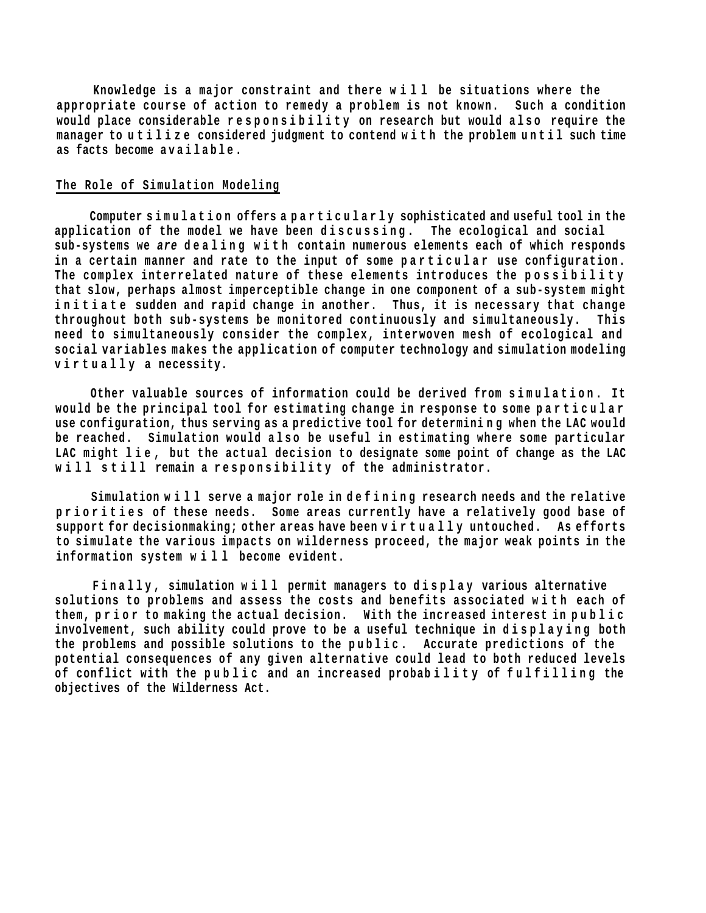Knowledge is a major constraint and there will be situations where the appropriate course of action to remedy a problem is not known. Such a condition would place considerable responsibility on research but would also require the manager to utilize considered judgment to contend with the problem until such time as facts become available.

## The Role of Simulation Modeling

Computer simulation offers a particularly sophisticated and useful tool in the application of the model we have been discussing. The ecological and social sub-systems we *are* dealing with contain numerous elements each of which responds in a certain manner and rate to the input of some particular use configuration. The complex interrelated nature of these elements introduces the possibility that slow, perhaps almost imperceptible change in one component of a sub-system might initiate sudden and rapid change in another. Thus, it is necessary that change throughout both sub-systems be monitored continuously and simultaneously. This need to simultaneously consider the complex, interwoven mesh of ecological and social variables makes the application of computer technology and simulation modeling virtually a necessity.

Other valuable sources of information could be derived from simulation. It would be the principal tool for estimating change in response to some particular use configuration, thus serving as a predictive tool for determining when the LAC would be reached. Simulation would also be useful in estimating where some particular LAC might lie, but the actual decision to designate some point of change as the LAC will still remain a responsibility of the administrator.

Simulation will serve a major role in defining research needs and the relative priorities of these needs. Some areas currently have a relatively good base of support for decisionmaking; other areas have been virtually untouched. As efforts to simulate the various impacts on wilderness proceed, the major weak points in the information system will become evident.

Finally, simulation will permit managers to display various alternative solutions to problems and assess the costs and benefits associated with each of them, prior to making the actual decision. With the increased interest in public involvement, such ability could prove to be a useful technique in displaying both the problems and possible solutions to the public. Accurate predictions of the potential consequences of any given alternative could lead to both reduced levels of conflict with the public and an increased probability of fulfilling the objectives of the Wilderness Act.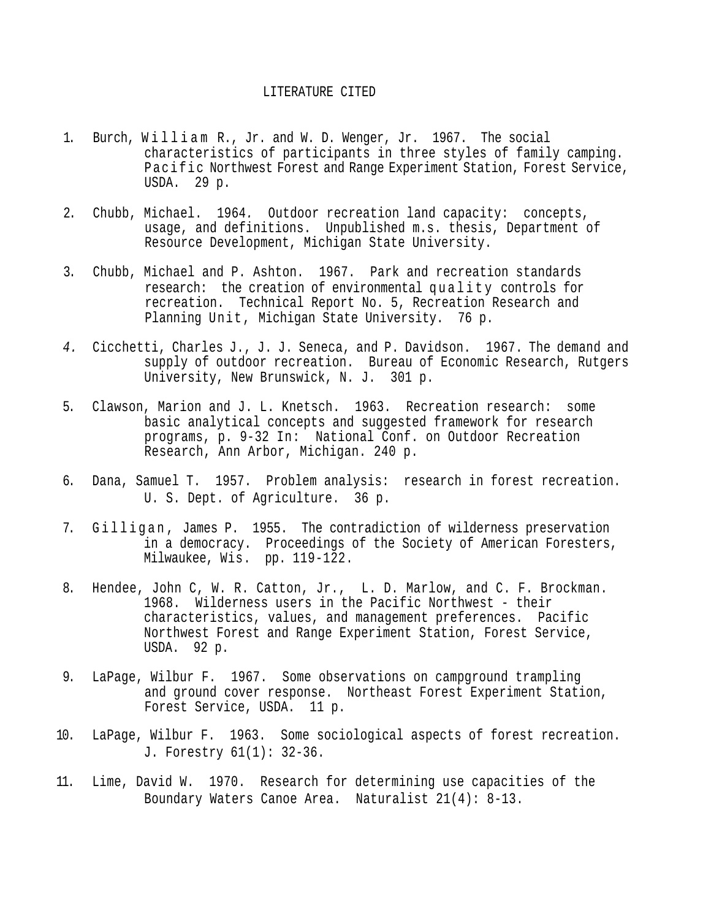# LITERATURE CITED

1. Burch, William R., Jr. and W. D. Wenger, Jr. 1967. The social characteristics of participants in three styles of family camping. Pacific Northwest Forest and Range Experiment Station, Forest Service, USDA. 29 p.

2. Chubb, Michael. 1964. Outdoor recreation land capacity: concepts, usage, and definitions. Unpublished m.s. thesis, Department of Resource Development, Michigan State University.

3. Chubb, Michael and P. Ashton. 1967. Park and recreation standards research: the creation of environmental quality controls for recreation. Technical Report No. 5, Recreation Research and Planning Unit, Michigan State University. 76 p.

4. Cicchetti, Charles J., J. J. Seneca, and P. Davidson. 1967. The demand and supply of outdoor recreation. Bureau of Economic Research, Rutgers University, New Brunswick, N. J. 301 p.

5. Clawson, Marion and J. L. Knetsch. 1963. Recreation research: some basic analytical concepts and suggested framework for research programs, p. 9-32 In: National Conf. on Outdoor Recreation Research, Ann Arbor, Michigan. 240 p.

6. Dana, Samuel T. 1957. Problem analysis: research in forest recreation. U. S. Dept. of Agriculture. 36 p.

7. Gilligan, James P. 1955. The contradiction of wilderness preservation in a democracy. Proceedings of the Society of American Foresters, Milwaukee, Wis. pp. 119-122.

8. Hendee, John C, W. R. Catton, Jr., L. D. Marlow, and C. F. Brockman. 1968. Wilderness users in the Pacific Northwest - their characteristics, values, and management preferences. Pacific Northwest Forest and Range Experiment Station, Forest Service, USDA. 92 p.

9. LaPage, Wilbur F. 1967. Some observations on campground trampling and ground cover response. Northeast Forest Experiment Station, Forest Service, USDA. 11 p.

10. LaPage, Wilbur F. 1963. Some sociological aspects of forest recreation. J. Forestry 61(1): 32-36.

11. Lime, David W. 1970. Research for determining use capacities of the Boundary Waters Canoe Area. Naturalist 21(4): 8-13.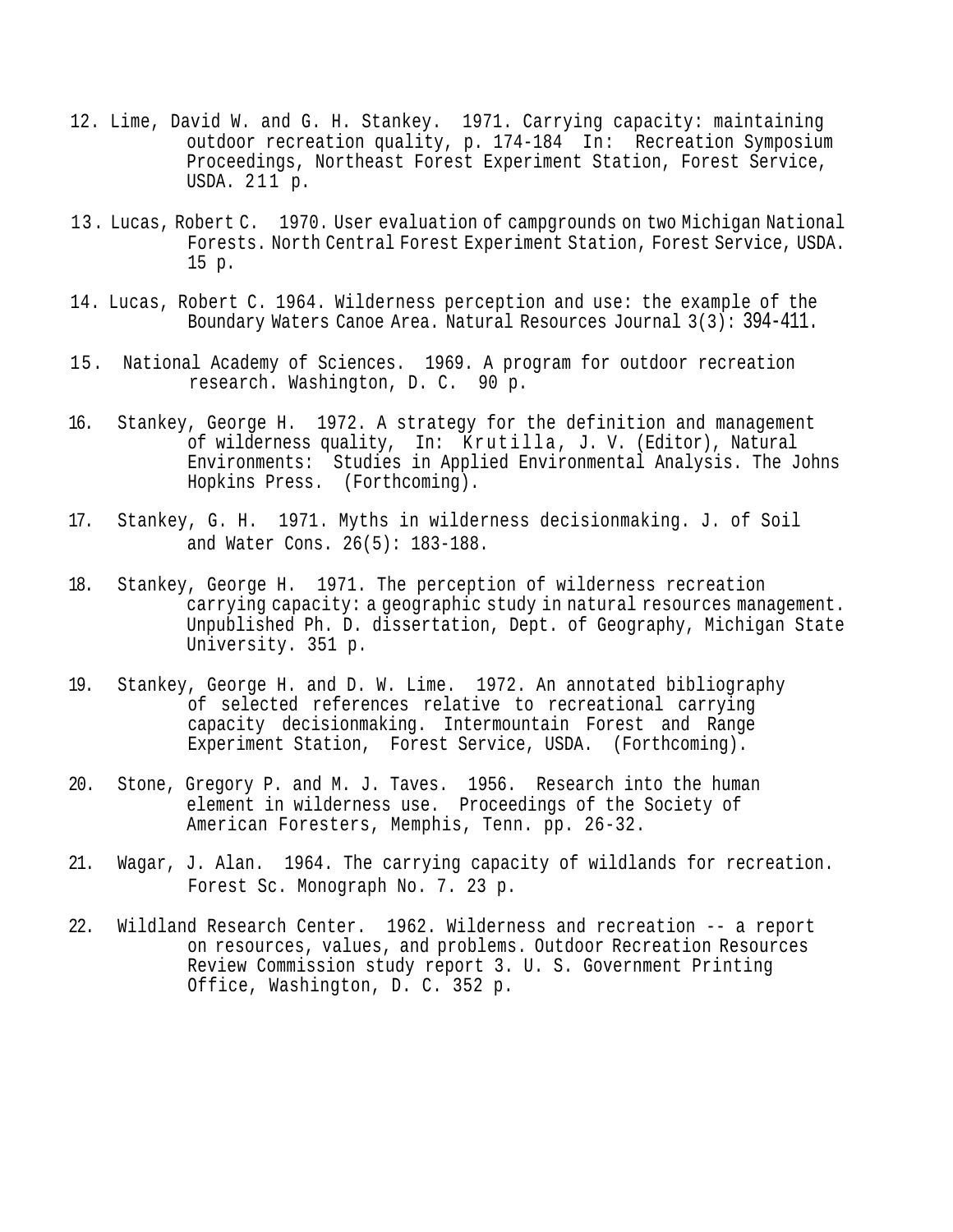12. Lime, David W. and G. H. Stankey. 1971. Carrying capacity: maintaining outdoor recreation quality, p. 174-184 In: Recreation Symposium Proceedings, Northeast Forest Experiment Station, Forest Service, USDA. 211 p.

13. Lucas, Robert C. 1970. User evaluation of campgrounds on two Michigan National Forests. North Central Forest Experiment Station, Forest Service, USDA. 15 p.

14. Lucas, Robert C. 1964. Wilderness perception and use: the example of the Boundary Waters Canoe Area. Natural Resources Journal 3(3): 394-411.

15. National Academy of Sciences. 1969. A program for outdoor recreation research. Washington, D. C. 90 p.

16. Stankey, George H. 1972. A strategy for the definition and management of wilderness quality, In: Krutilla, J. V. (Editor), Natural Environments: Studies in Applied Environmental Analysis. The Johns Hopkins Press. (Forthcoming).

17. Stankey, G. H. 1971. Myths in wilderness decisionmaking. J. of Soil and Water Cons. 26(5): 183-188.

18. Stankey, George H. 1971. The perception of wilderness recreation carrying capacity: a geographic study in natural resources management. Unpublished Ph. D. dissertation, Dept. of Geography, Michigan State University. 351 p.

19. Stankey, George H. and D. W. Lime. 1972. An annotated bibliography of selected references relative to recreational carrying capacity decisionmaking. Intermountain Forest and Range Experiment Station, Forest Service, USDA. (Forthcoming).

20. Stone, Gregory P. and M. J. Taves. 1956. Research into the human element in wilderness use. Proceedings of the Society of American Foresters, Memphis, Tenn. pp. 26-32.

21. Wagar, J. Alan. 1964. The carrying capacity of wildlands for recreation. Forest Sc. Monograph No. 7. 23 p.

22. Wildland Research Center. 1962. Wilderness and recreation -- a report on resources, values, and problems. Outdoor Recreation Resources Review Commission study report 3. U. S. Government Printing Office, Washington, D. C. 352 p.